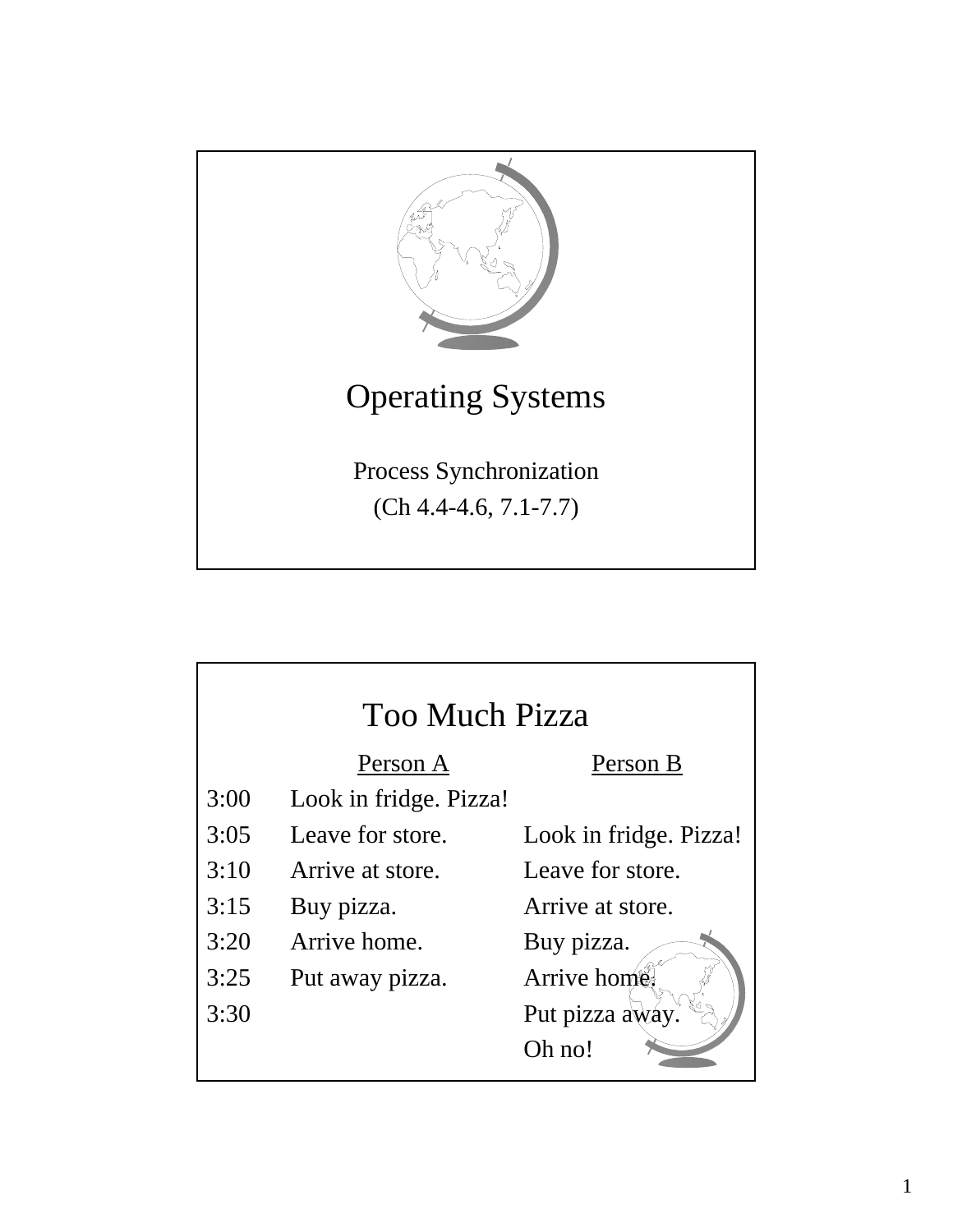# Operating Systems

Process Synchronization

(Ch 4.4-4.6, 7.1-7.7)

## Too Much Pizza

| | Person A | Person B |
|---|---|---|
| 3:00 | Look in fridge. Pizza! | |
| 3:05 | Leave for store. | Look in fridge. Pizza! |
| 3:10 | Arrive at store. | Leave for store. |
| 3:15 | Buy pizza. | Arrive at store. |
| 3:20 | Arrive home. | Buy pizza. |
| 3:25 | Put away pizza. | Arrive home. |
| 3:30 | | Put pizza away. |
| | | Oh no! |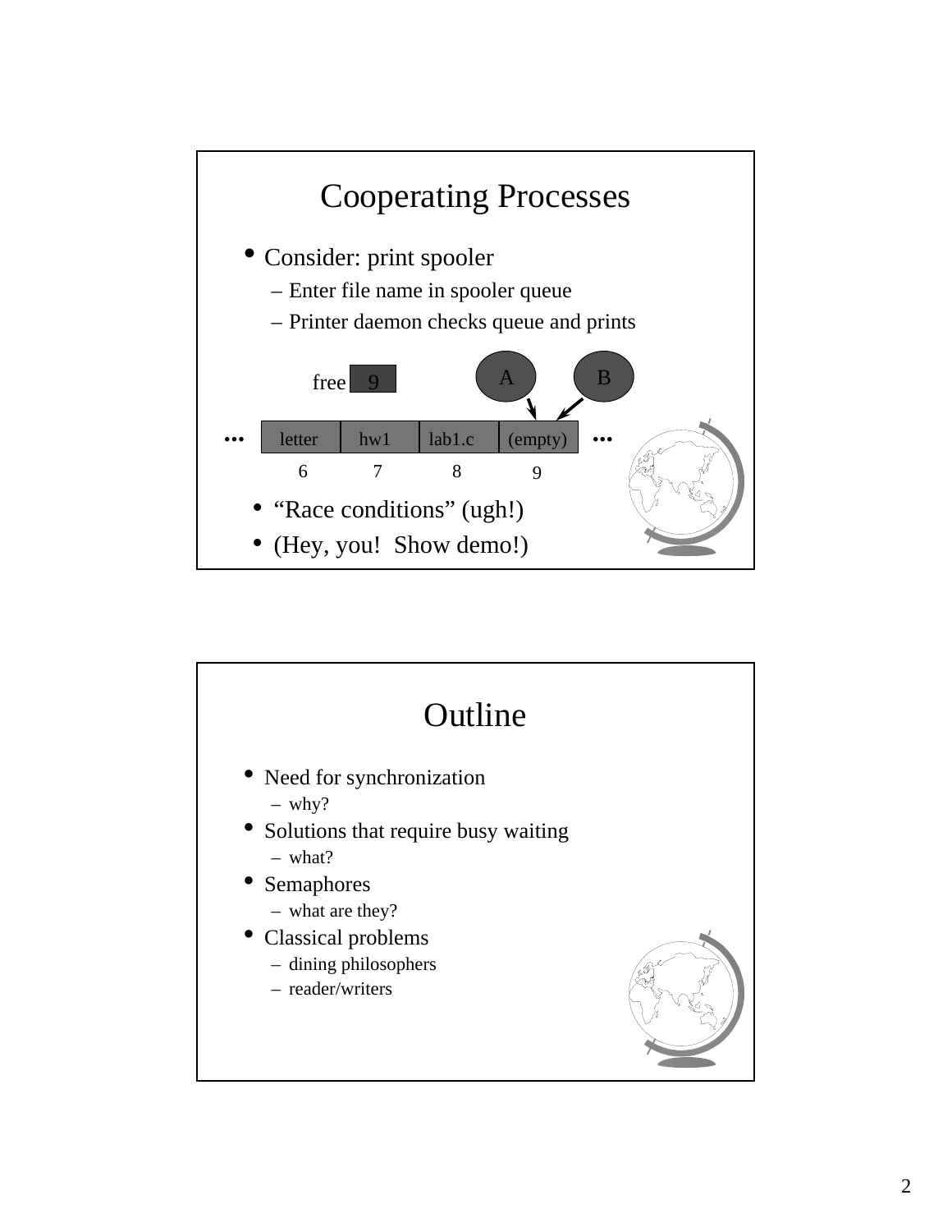# Cooperating Processes

- Consider: print spooler
  - Enter file name in spooler queue
  - Printer daemon checks queue and prints

free 9

| ... | letter | hw1 | lab1.c | (empty) | ... |
|---|---|---|---|---|---|
| | 6 | 7 | 8 | 9 | |

A → 9, B → 9

- "Race conditions" (ugh!)
- (Hey, you! Show demo!)

# Outline

- Need for synchronization
  - why?
- Solutions that require busy waiting
  - what?
- Semaphores
  - what are they?
- Classical problems
  - dining philosophers
  - reader/writers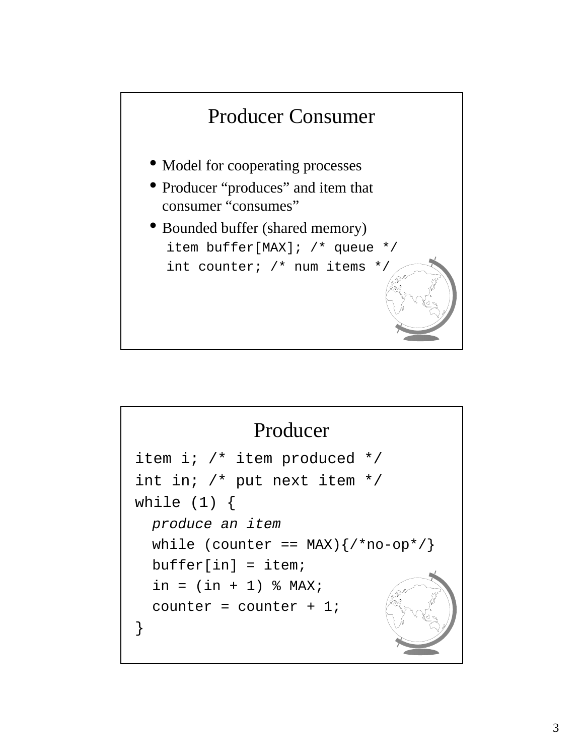# Producer Consumer

- Model for cooperating processes
- Producer "produces" and item that consumer "consumes"
- Bounded buffer (shared memory)

```
item buffer[MAX]; /* queue */
int counter; /* num items */
```

# Producer

```
item i; /* item produced */
int in; /* put next item */
while (1) {
  produce an item
  while (counter == MAX){/*no-op*/}
  buffer[in] = item;
  in = (in + 1) % MAX;
  counter = counter + 1;
}
```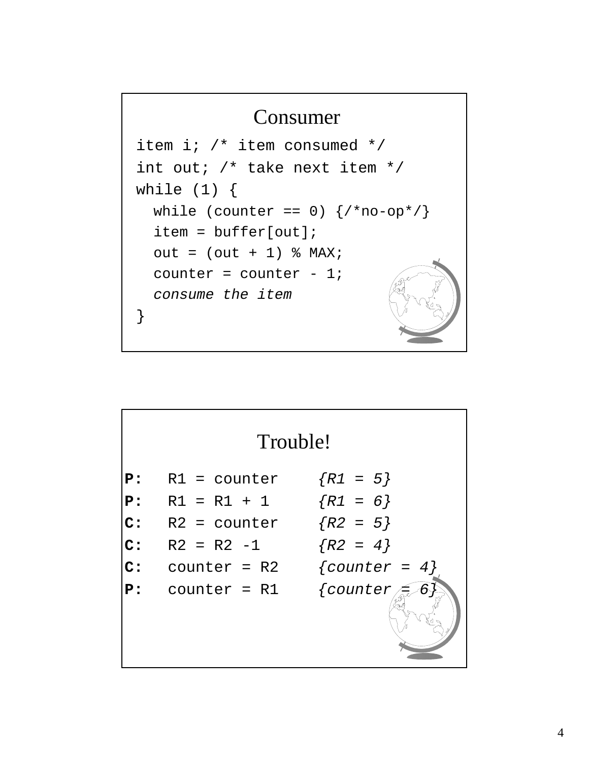## Consumer

```
item i; /* item consumed */
int out; /* take next item */
while (1) {
  while (counter == 0) {/*no-op*/}
  item = buffer[out];
  out = (out + 1) % MAX;
  counter = counter - 1;
  consume the item
}
```

## Trouble!

```
P:   R1 = counter     {R1 = 5}
P:   R1 = R1 + 1      {R1 = 6}
C:   R2 = counter     {R2 = 5}
C:   R2 = R2 -1       {R2 = 4}
C:   counter = R2     {counter = 4}
P:   counter = R1     {counter = 6}
```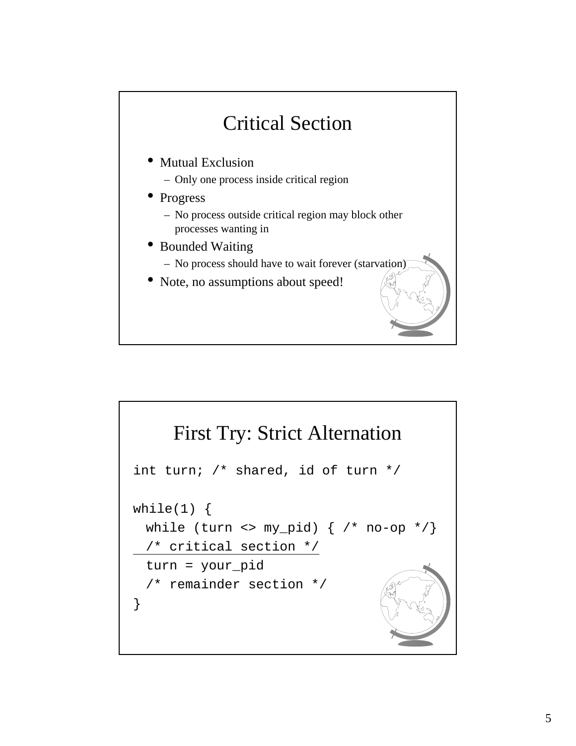## Critical Section

- Mutual Exclusion
  - Only one process inside critical region
- Progress
  - No process outside critical region may block other processes wanting in
- Bounded Waiting
  - No process should have to wait forever (starvation)
- Note, no assumptions about speed!

## First Try: Strict Alternation

```
int turn; /* shared, id of turn */

while(1) {
  while (turn <> my_pid) { /* no-op */}
  /* critical section */
  turn = your_pid
  /* remainder section */
}
```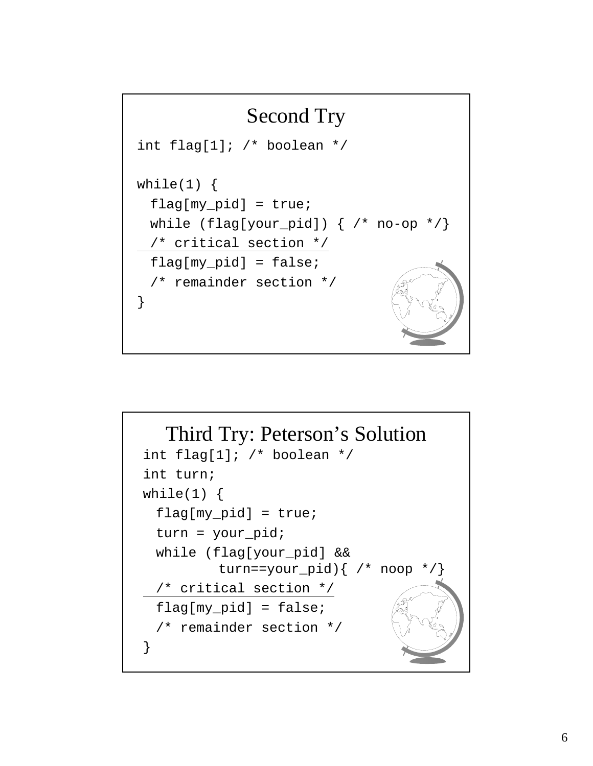## Second Try

```
int flag[1]; /* boolean */

while(1) {
  flag[my_pid] = true;
  while (flag[your_pid]) { /* no-op */}
  /* critical section */
  flag[my_pid] = false;
  /* remainder section */
}
```

## Third Try: Peterson's Solution

```
int flag[1]; /* boolean */
int turn;
while(1) {
  flag[my_pid] = true;
  turn = your_pid;
  while (flag[your_pid] &&
          turn==your_pid){ /* noop */}
  /* critical section */
  flag[my_pid] = false;
  /* remainder section */
}
```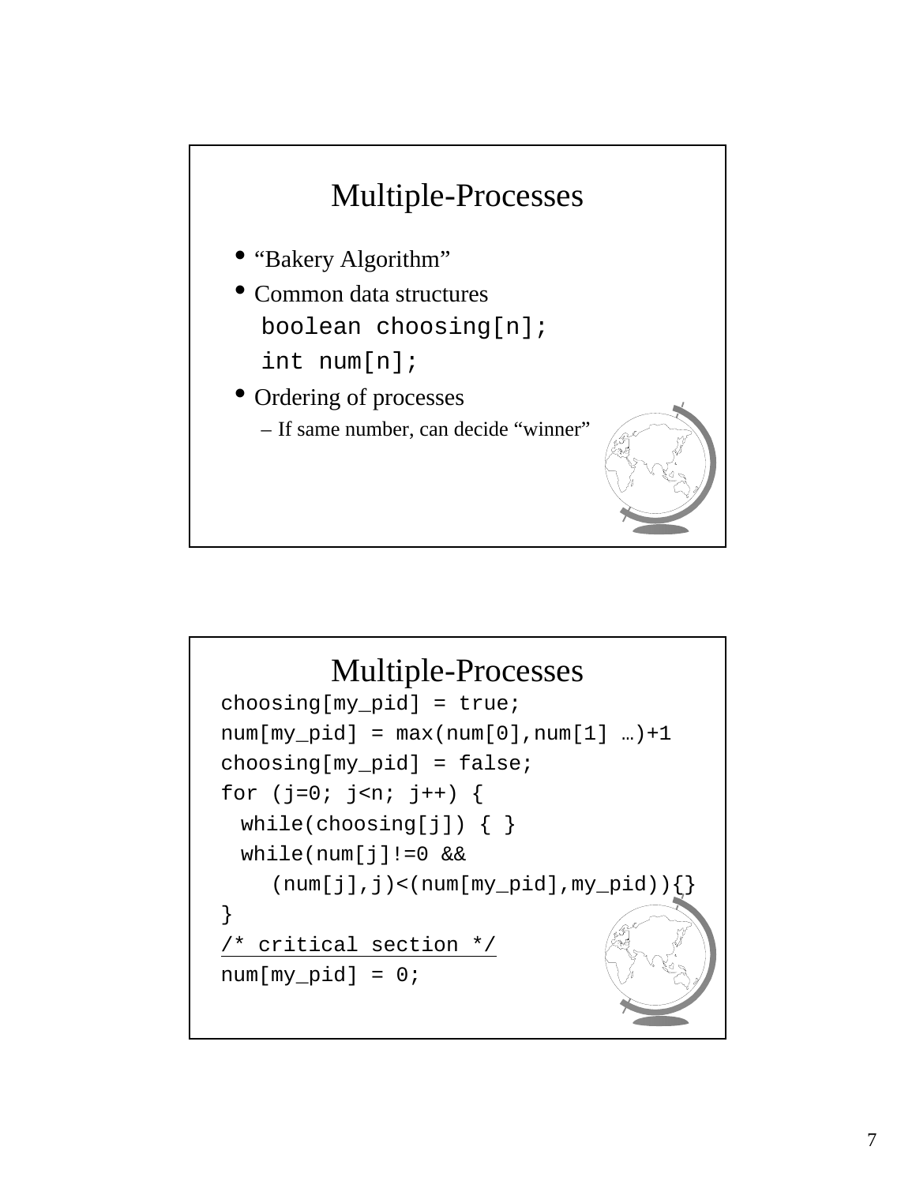## Multiple-Processes

- "Bakery Algorithm"
- Common data structures

```
boolean choosing[n];
int num[n];
```

- Ordering of processes
  - If same number, can decide "winner"

## Multiple-Processes

```
choosing[my_pid] = true;
num[my_pid] = max(num[0],num[1] …)+1
choosing[my_pid] = false;
for (j=0; j<n; j++) {
  while(choosing[j]) { }
  while(num[j]!=0 &&
     (num[j],j)<(num[my_pid],my_pid)){}
}
/* critical section */
num[my_pid] = 0;
```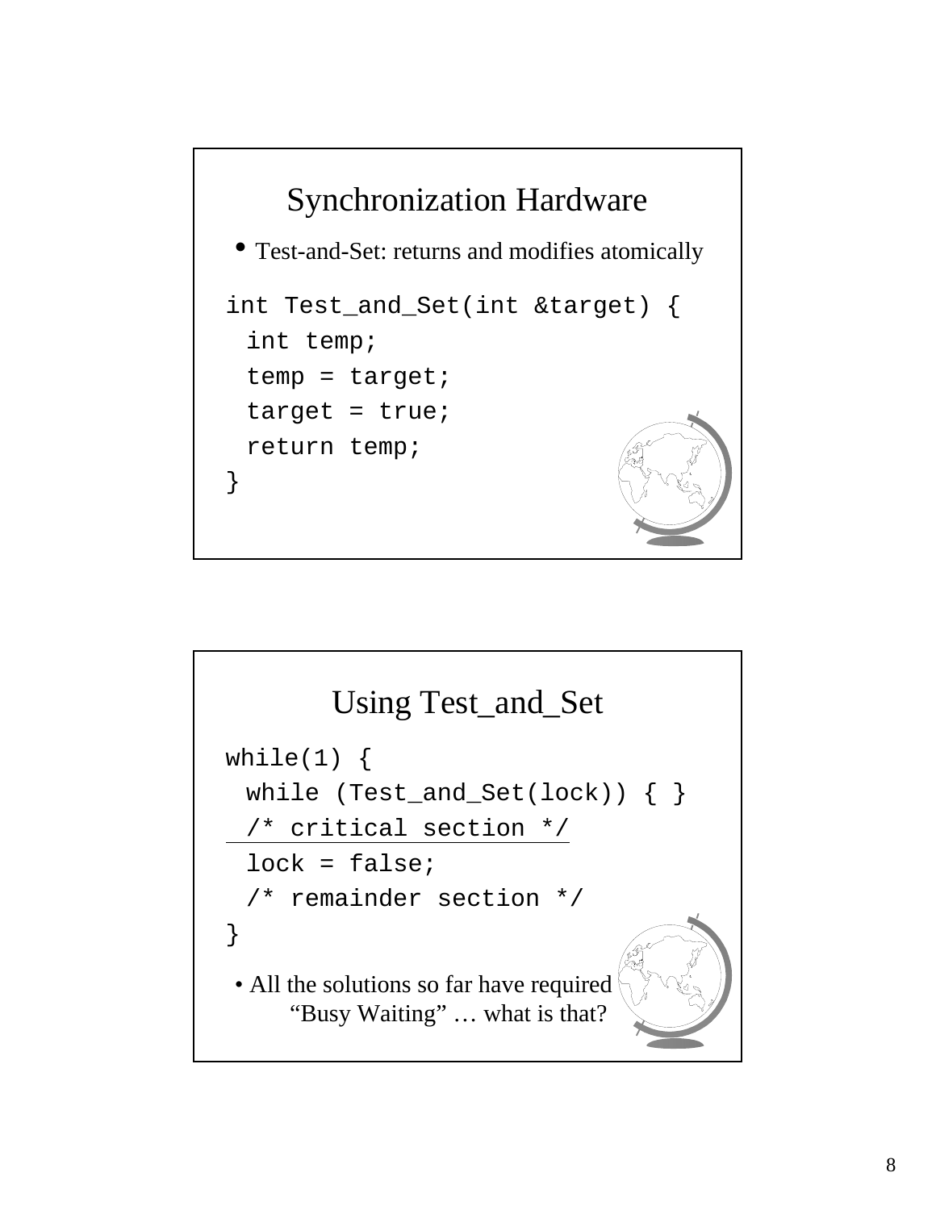## Synchronization Hardware

- Test-and-Set: returns and modifies atomically

```
int Test_and_Set(int &target) {
  int temp;
  temp = target;
  target = true;
  return temp;
}
```

## Using Test_and_Set

```
while(1) {
  while (Test_and_Set(lock)) { }
  /* critical section */
  lock = false;
  /* remainder section */
}
```

- All the solutions so far have required "Busy Waiting" … what is that?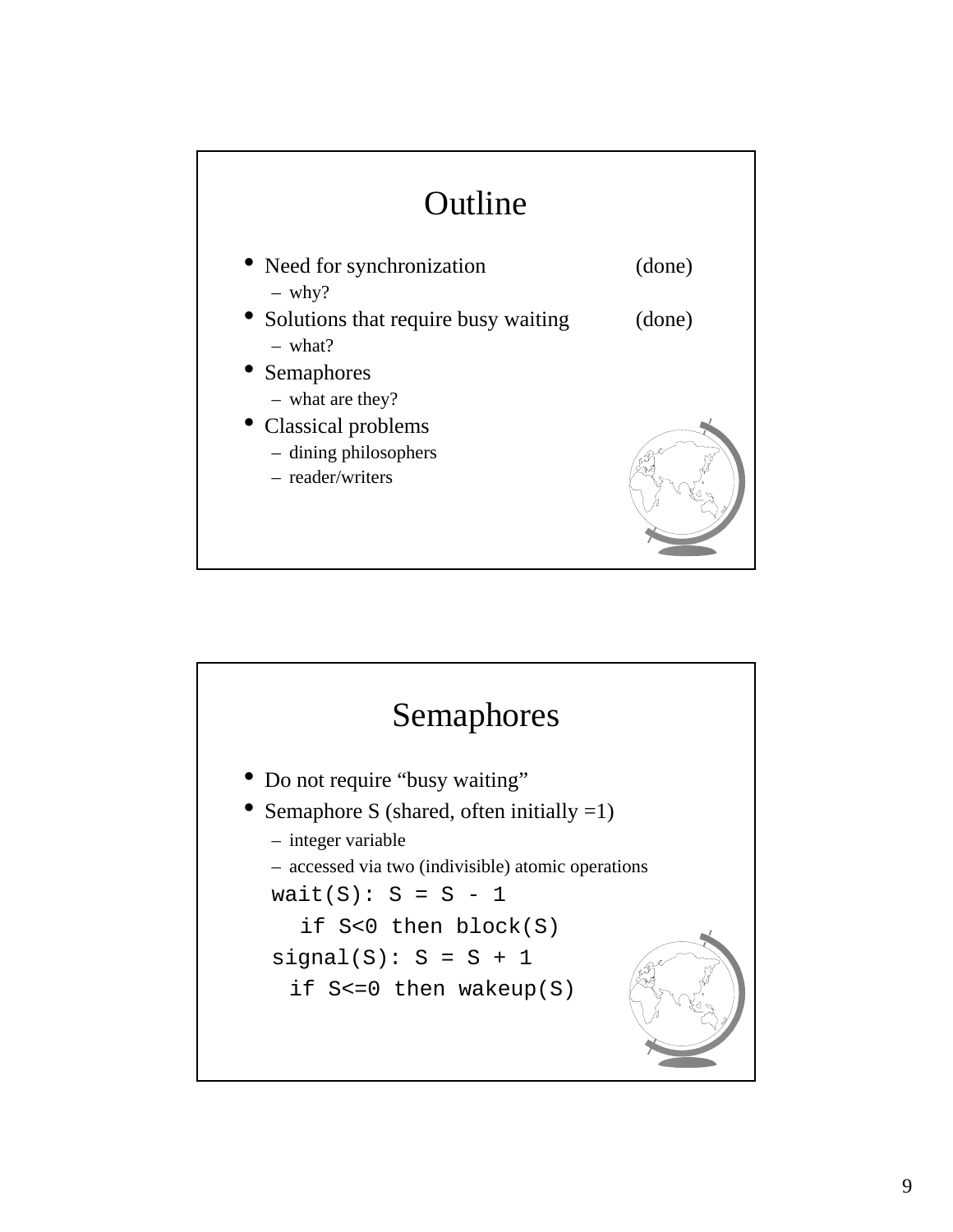## Outline

- Need for synchronization (done)
  - why?
- Solutions that require busy waiting (done)
  - what?
- Semaphores
  - what are they?
- Classical problems
  - dining philosophers
  - reader/writers

## Semaphores

- Do not require "busy waiting"
- Semaphore S (shared, often initially =1)
  - integer variable
  - accessed via two (indivisible) atomic operations

```
wait(S): S = S - 1
   if S<0 then block(S)
signal(S): S = S + 1
  if S<=0 then wakeup(S)
```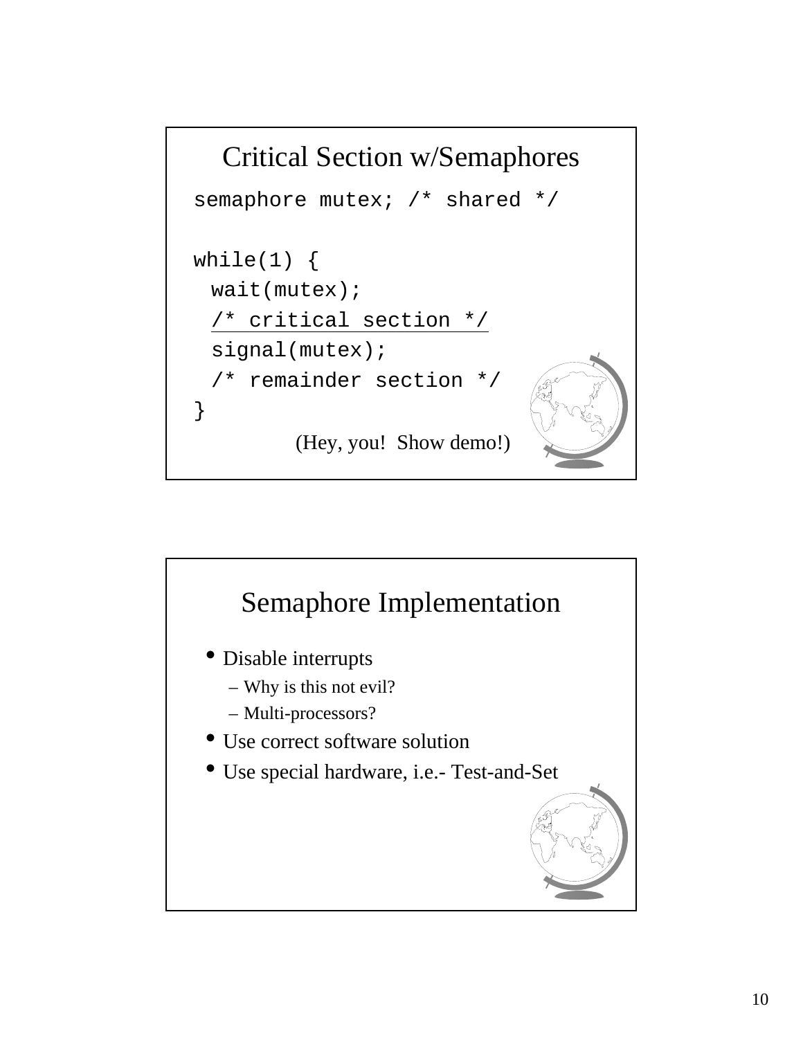## Critical Section w/Semaphores

```
semaphore mutex; /* shared */

while(1) {
  wait(mutex);
  /* critical section */
  signal(mutex);
  /* remainder section */
}
```

(Hey, you! Show demo!)

## Semaphore Implementation

- Disable interrupts
  - Why is this not evil?
  - Multi-processors?
- Use correct software solution
- Use special hardware, i.e.- Test-and-Set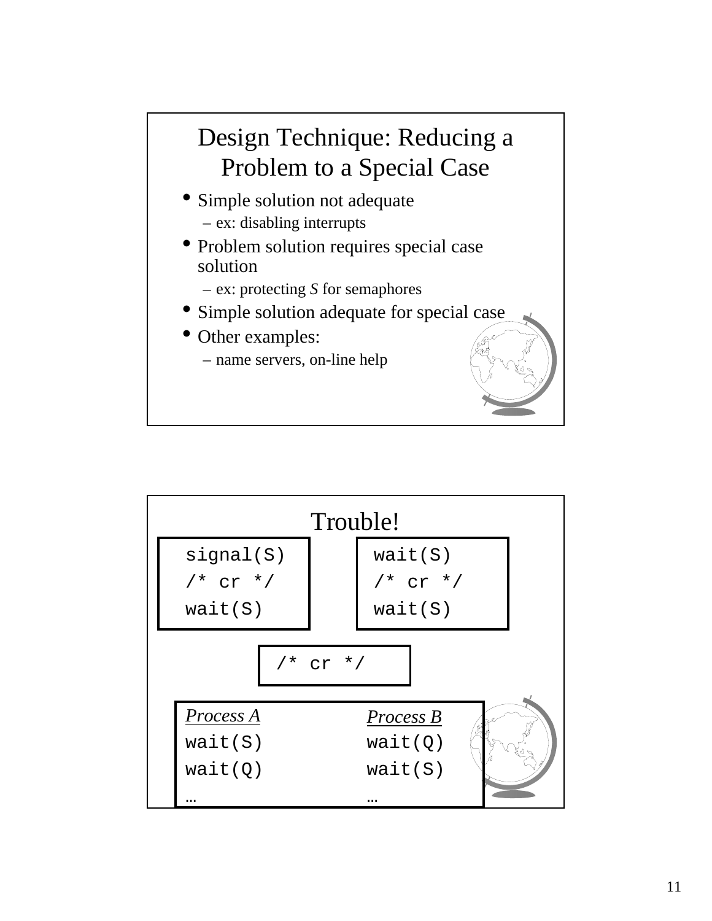## Design Technique: Reducing a Problem to a Special Case

- Simple solution not adequate
  - ex: disabling interrupts
- Problem solution requires special case solution
  - ex: protecting *S* for semaphores
- Simple solution adequate for special case
- Other examples:
  - name servers, on-line help

## Trouble!

```
signal(S)
/* cr */
wait(S)
```

```
wait(S)
/* cr */
wait(S)
```

```
/* cr */
```

| *Process A* | *Process B* |
|---|---|
| wait(S) | wait(Q) |
| wait(Q) | wait(S) |
| … | … |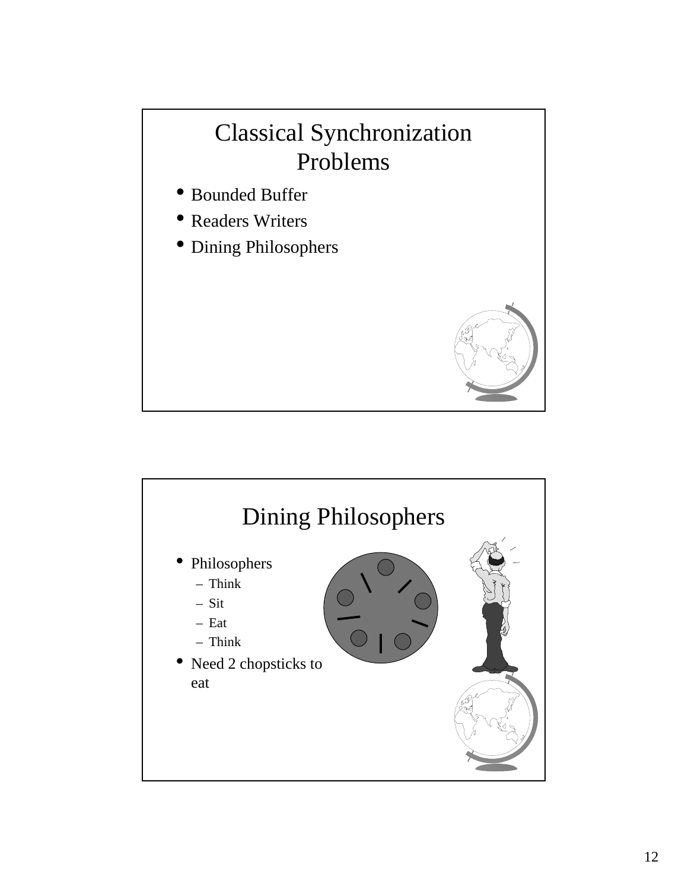# Classical Synchronization Problems

- Bounded Buffer
- Readers Writers
- Dining Philosophers

# Dining Philosophers

- Philosophers
  - Think
  - Sit
  - Eat
  - Think
- Need 2 chopsticks to eat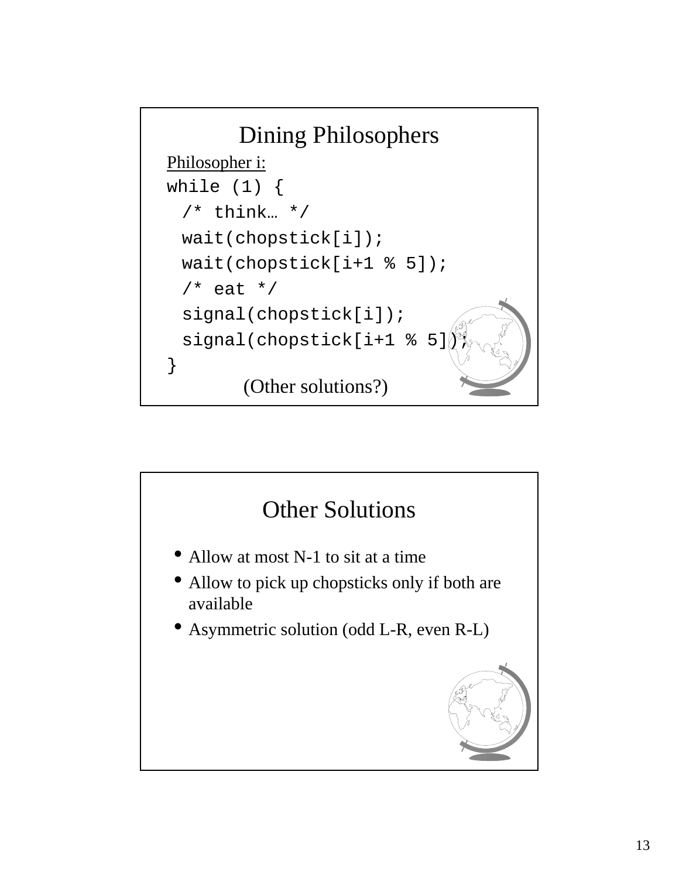## Dining Philosophers

Philosopher i:

```
while (1) {
  /* think… */
  wait(chopstick[i]);
  wait(chopstick[i+1 % 5]);
  /* eat */
  signal(chopstick[i]);
  signal(chopstick[i+1 % 5]);
}
```

(Other solutions?)

## Other Solutions

- Allow at most N-1 to sit at a time
- Allow to pick up chopsticks only if both are available
- Asymmetric solution (odd L-R, even R-L)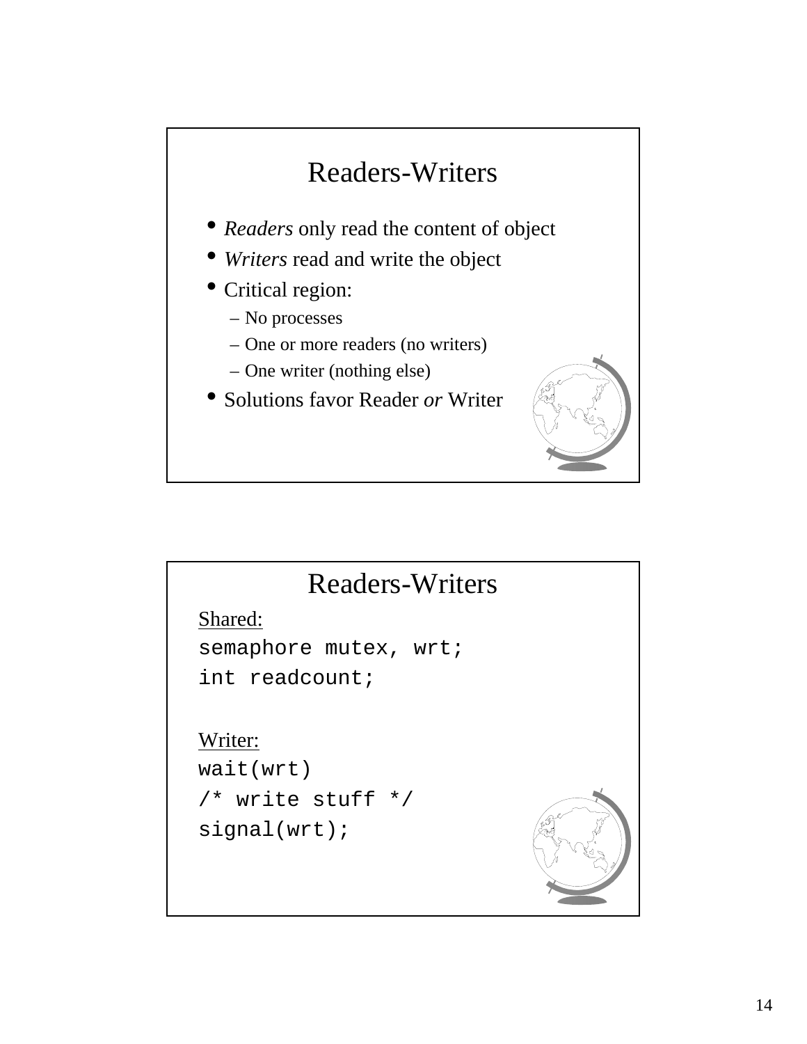## Readers-Writers

- *Readers* only read the content of object
- *Writers* read and write the object
- Critical region:
  - No processes
  - One or more readers (no writers)
  - One writer (nothing else)
- Solutions favor Reader *or* Writer

## Readers-Writers

Shared:

```
semaphore mutex, wrt;
int readcount;
```

Writer:

```
wait(wrt)
/* write stuff */
signal(wrt);
```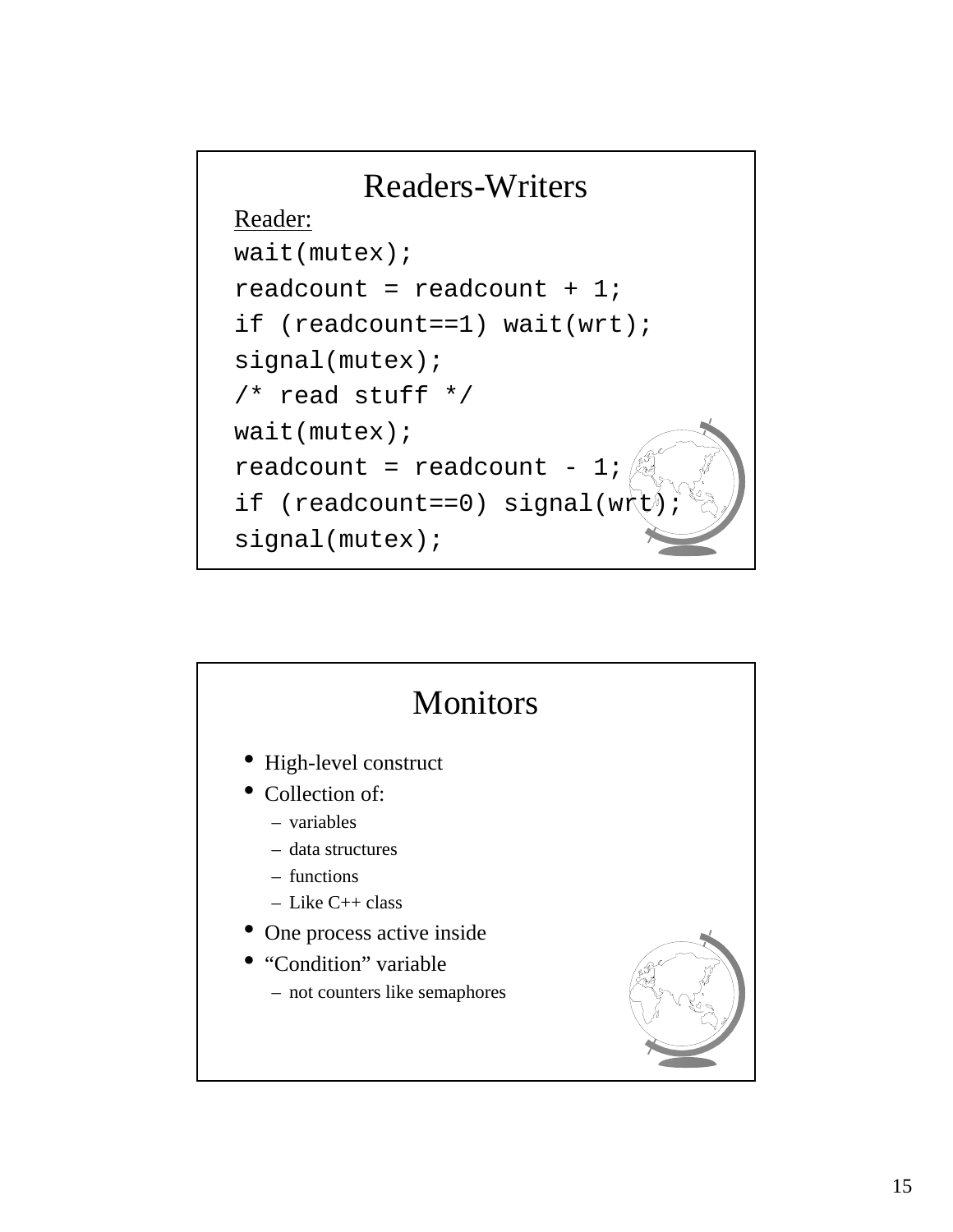## Readers-Writers

Reader:

```
wait(mutex);
readcount = readcount + 1;
if (readcount==1) wait(wrt);
signal(mutex);
/* read stuff */
wait(mutex);
readcount = readcount - 1;
if (readcount==0) signal(wrt);
signal(mutex);
```

## Monitors

- High-level construct
- Collection of:
  - variables
  - data structures
  - functions
  - Like C++ class
- One process active inside
- "Condition" variable
  - not counters like semaphores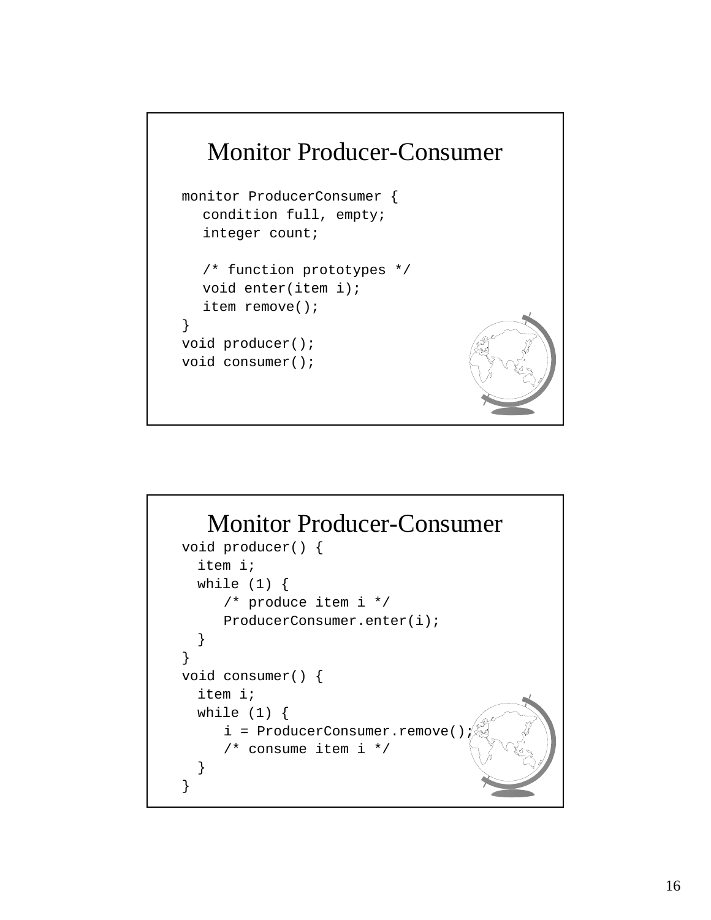## Monitor Producer-Consumer

```
monitor ProducerConsumer {
   condition full, empty;
   integer count;

   /* function prototypes */
   void enter(item i);
   item remove();
}
void producer();
void consumer();
```

## Monitor Producer-Consumer

```
void producer() {
  item i;
  while (1) {
     /* produce item i */
     ProducerConsumer.enter(i);
  }
}
void consumer() {
  item i;
  while (1) {
     i = ProducerConsumer.remove();
     /* consume item i */
  }
}
```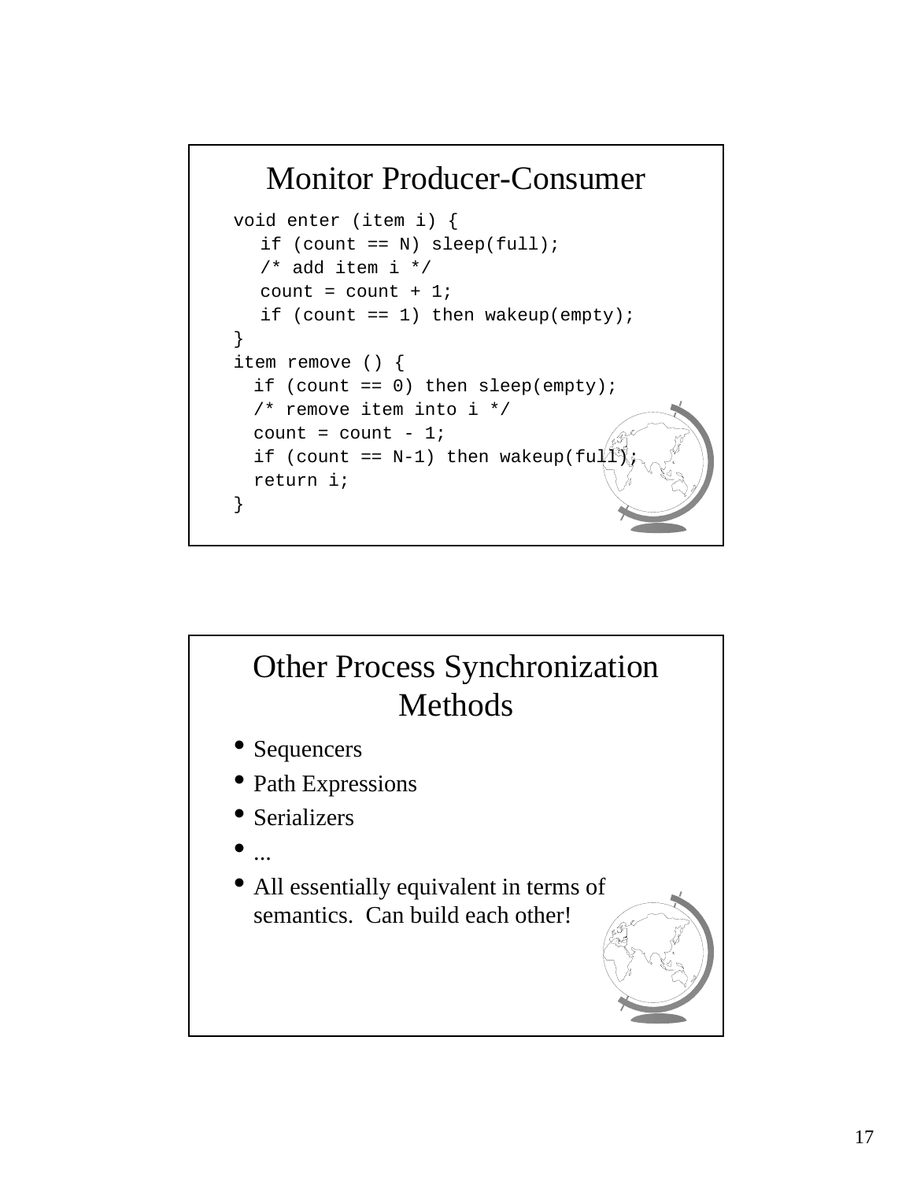## Monitor Producer-Consumer

```
void enter (item i) {
   if (count == N) sleep(full);
   /* add item i */
   count = count + 1;
   if (count == 1) then wakeup(empty);
}
item remove () {
  if (count == 0) then sleep(empty);
  /* remove item into i */
  count = count - 1;
  if (count == N-1) then wakeup(full);
  return i;
}
```

## Other Process Synchronization Methods

- Sequencers
- Path Expressions
- Serializers
- ...
- All essentially equivalent in terms of semantics. Can build each other!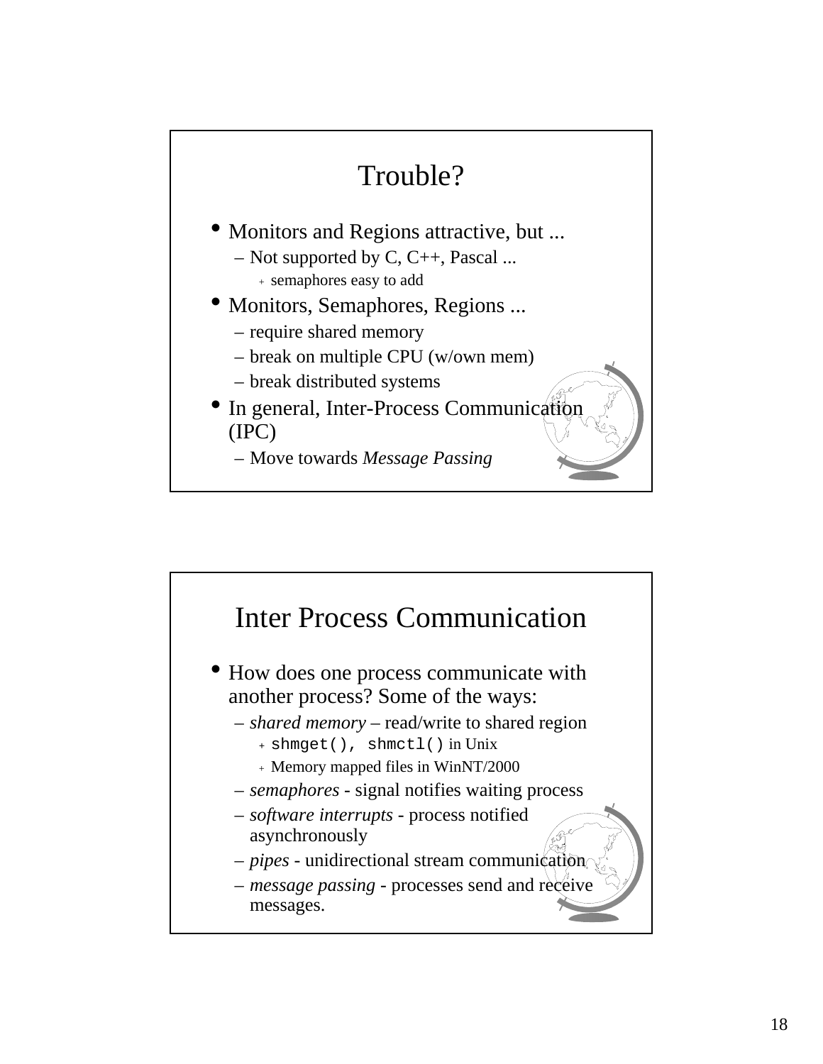## Trouble?

- Monitors and Regions attractive, but ...
  - Not supported by C, C++, Pascal ...
    - semaphores easy to add
- Monitors, Semaphores, Regions ...
  - require shared memory
  - break on multiple CPU (w/own mem)
  - break distributed systems
- In general, Inter-Process Communication (IPC)
  - Move towards *Message Passing*

## Inter Process Communication

- How does one process communicate with another process? Some of the ways:
  - *shared memory* – read/write to shared region
    - `shmget(), shmctl()` in Unix
    - Memory mapped files in WinNT/2000
  - *semaphores* - signal notifies waiting process
  - *software interrupts* - process notified asynchronously
  - *pipes* - unidirectional stream communication
  - *message passing* - processes send and receive messages.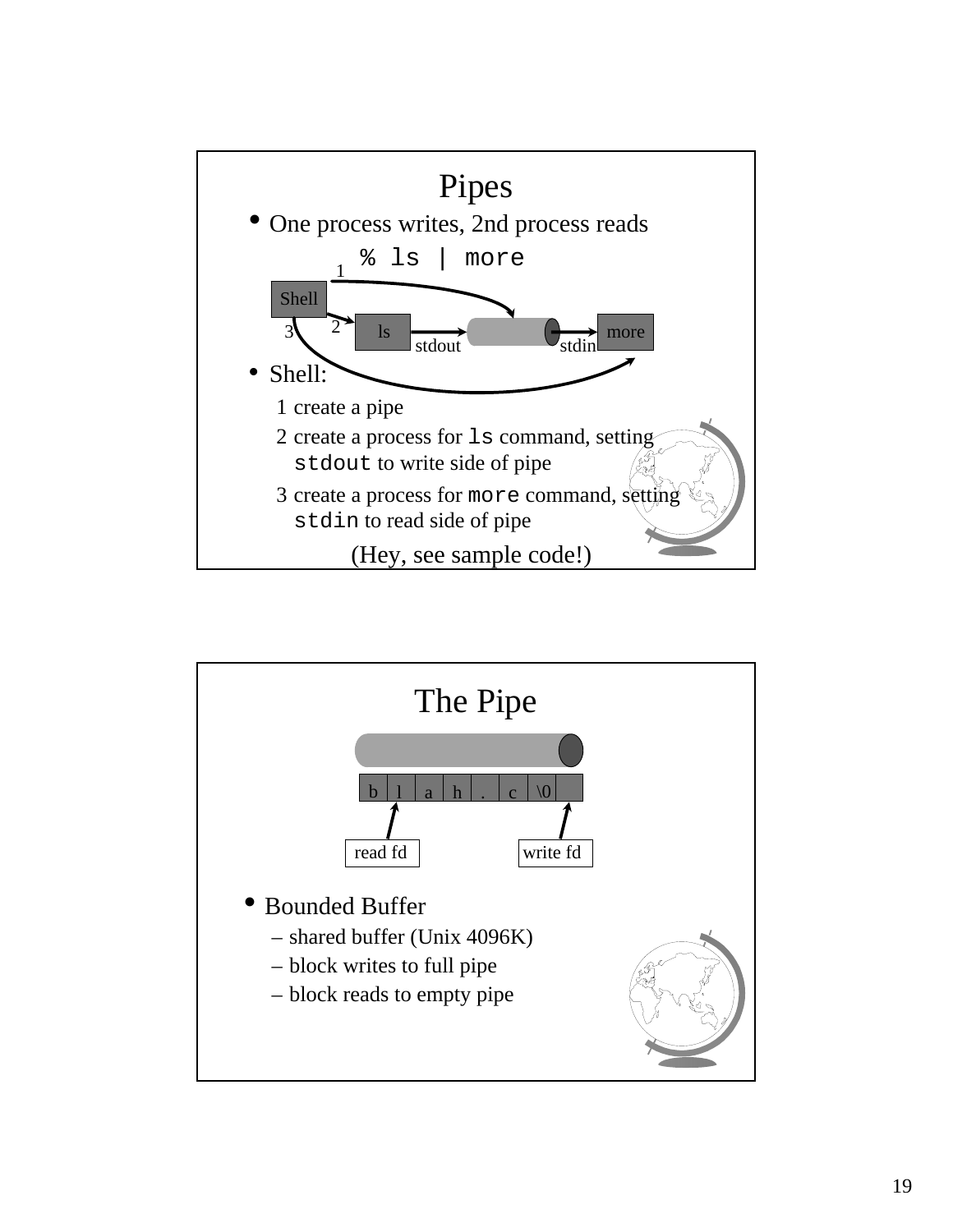# Pipes

- One process writes, 2nd process reads

```
% ls | more
```

- Shell:
  1. create a pipe
  2. create a process for `ls` command, setting `stdout` to write side of pipe
  3. create a process for `more` command, setting `stdin` to read side of pipe

(Hey, see sample code!)

# The Pipe

- Bounded Buffer
  - shared buffer (Unix 4096K)
  - block writes to full pipe
  - block reads to empty pipe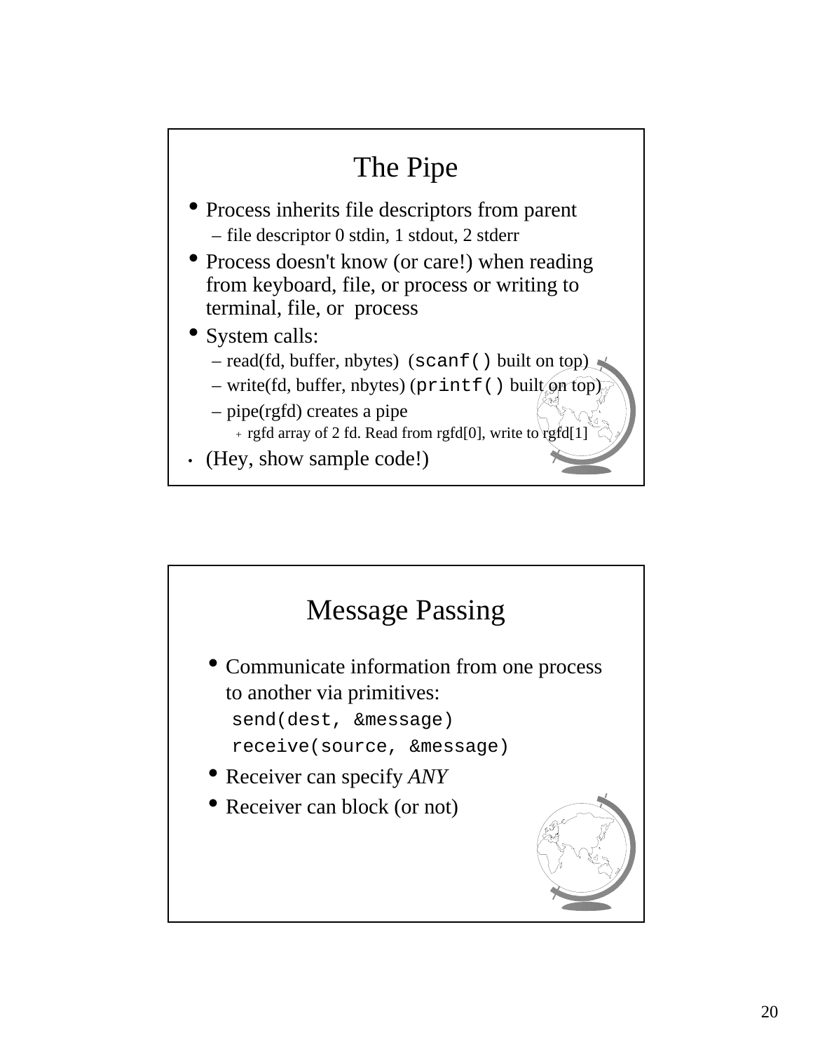## The Pipe

- Process inherits file descriptors from parent
  - file descriptor 0 stdin, 1 stdout, 2 stderr
- Process doesn't know (or care!) when reading from keyboard, file, or process or writing to terminal, file, or process
- System calls:
  - read(fd, buffer, nbytes) (`scanf()` built on top)
  - write(fd, buffer, nbytes) (`printf()` built on top)
  - pipe(rgfd) creates a pipe
    - rgfd array of 2 fd. Read from rgfd[0], write to rgfd[1]
- (Hey, show sample code!)

## Message Passing

- Communicate information from one process to another via primitives:

  ```
  send(dest, &message)
  receive(source, &message)
  ```

- Receiver can specify *ANY*
- Receiver can block (or not)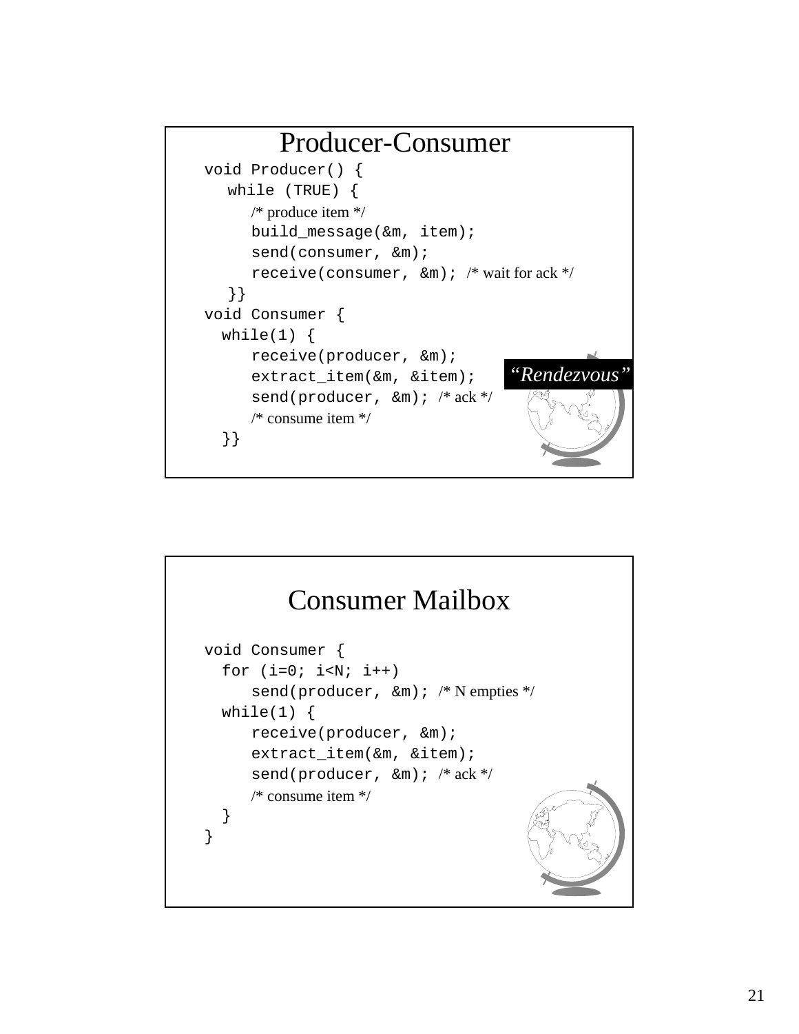## Producer-Consumer

```
void Producer() {
   while (TRUE) {
      /* produce item */
      build_message(&m, item);
      send(consumer, &m);
      receive(consumer, &m); /* wait for ack */
   }}
void Consumer {
  while(1) {
      receive(producer, &m);
      extract_item(&m, &item);
      send(producer, &m); /* ack */
      /* consume item */
  }}
```

*"Rendezvous"*

## Consumer Mailbox

```
void Consumer {
  for (i=0; i<N; i++)
      send(producer, &m); /* N empties */
  while(1) {
      receive(producer, &m);
      extract_item(&m, &item);
      send(producer, &m); /* ack */
      /* consume item */
  }
}
```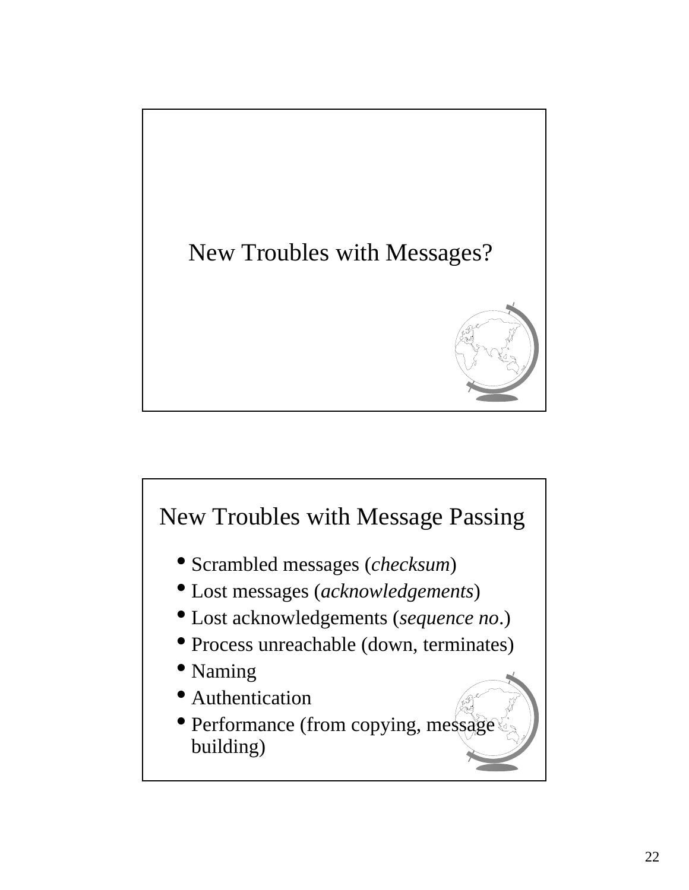## New Troubles with Messages?

## New Troubles with Message Passing

- Scrambled messages (*checksum*)
- Lost messages (*acknowledgements*)
- Lost acknowledgements (*sequence no.*)
- Process unreachable (down, terminates)
- Naming
- Authentication
- Performance (from copying, message building)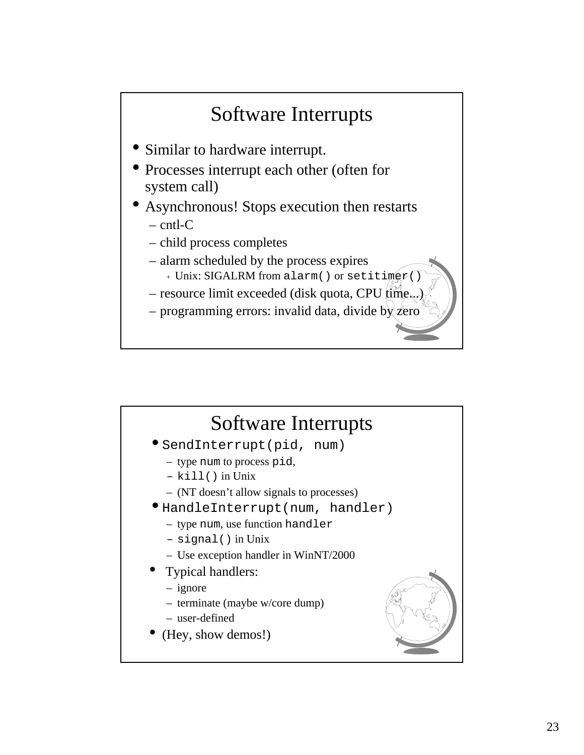## Software Interrupts

- Similar to hardware interrupt.
- Processes interrupt each other (often for system call)
- Asynchronous! Stops execution then restarts
  - cntl-C
  - child process completes
  - alarm scheduled by the process expires
    - Unix: SIGALRM from `alarm()` or `setitimer()`
  - resource limit exceeded (disk quota, CPU time...)
  - programming errors: invalid data, divide by zero

## Software Interrupts

- `SendInterrupt(pid, num)`
  - type `num` to process `pid`,
  - `kill()` in Unix
  - (NT doesn't allow signals to processes)
- `HandleInterrupt(num, handler)`
  - type `num`, use function `handler`
  - `signal()` in Unix
  - Use exception handler in WinNT/2000
- Typical handlers:
  - ignore
  - terminate (maybe w/core dump)
  - user-defined
- (Hey, show demos!)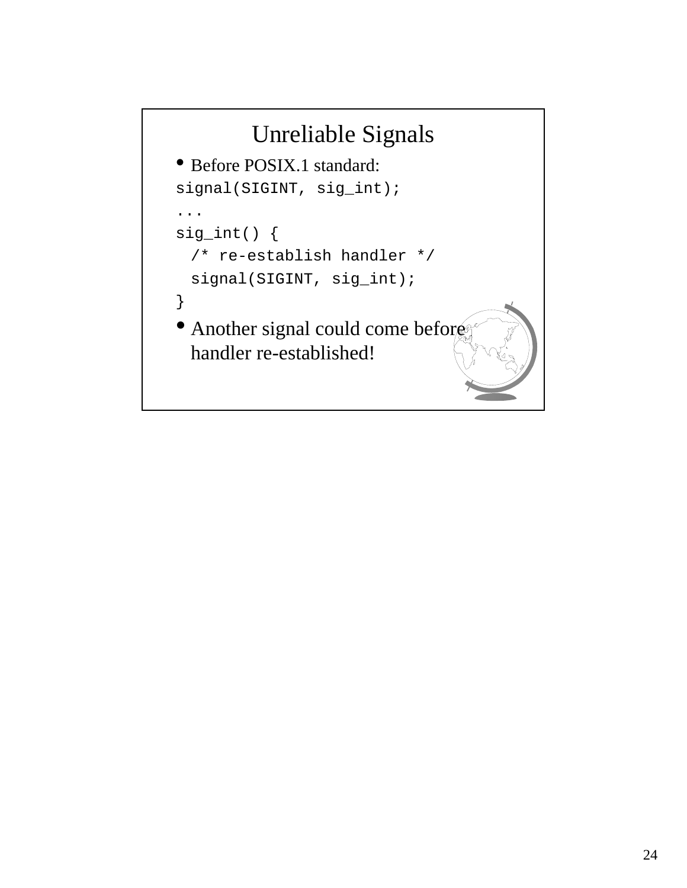# Unreliable Signals

- Before POSIX.1 standard:

```
signal(SIGINT, sig_int);
...
sig_int() {
  /* re-establish handler */
  signal(SIGINT, sig_int);
}
```

- Another signal could come before handler re-established!